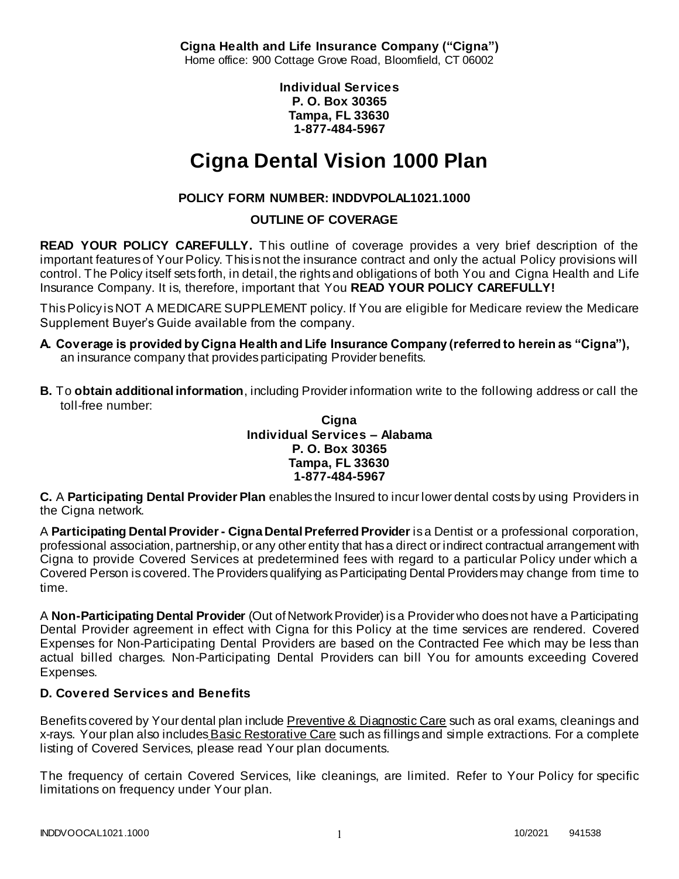**Cigna Health and Life Insurance Company ("Cigna")**
Home office: 900 Cottage Grove Road, Bloomfield, CT 06002

**Individual Services**
**P. O. Box 30365**
**Tampa, FL 33630**
**1-877-484-5967**

# Cigna Dental Vision 1000 Plan

**POLICY FORM NUMBER: INDDVPOLAL1021.1000**

**OUTLINE OF COVERAGE**

**READ YOUR POLICY CAREFULLY.** This outline of coverage provides a very brief description of the important features of Your Policy. This is not the insurance contract and only the actual Policy provisions will control. The Policy itself sets forth, in detail, the rights and obligations of both You and Cigna Health and Life Insurance Company. It is, therefore, important that You **READ YOUR POLICY CAREFULLY!**

This Policy is NOT A MEDICARE SUPPLEMENT policy. If You are eligible for Medicare review the Medicare Supplement Buyer's Guide available from the company.

**A. Coverage is provided by Cigna Health and Life Insurance Company (referred to herein as "Cigna"),** an insurance company that provides participating Provider benefits.

**B.** To **obtain additional information**, including Provider information write to the following address or call the toll-free number:

**Cigna**
**Individual Services – Alabama**
**P. O. Box 30365**
**Tampa, FL 33630**
**1-877-484-5967**

**C.** A **Participating Dental Provider Plan** enables the Insured to incur lower dental costs by using Providers in the Cigna network.

A **Participating Dental Provider - Cigna Dental Preferred Provider** is a Dentist or a professional corporation, professional association, partnership, or any other entity that has a direct or indirect contractual arrangement with Cigna to provide Covered Services at predetermined fees with regard to a particular Policy under which a Covered Person is covered. The Providers qualifying as Participating Dental Providers may change from time to time.

A **Non-Participating Dental Provider** (Out of Network Provider) is a Provider who does not have a Participating Dental Provider agreement in effect with Cigna for this Policy at the time services are rendered. Covered Expenses for Non-Participating Dental Providers are based on the Contracted Fee which may be less than actual billed charges. Non-Participating Dental Providers can bill You for amounts exceeding Covered Expenses.

**D. Covered Services and Benefits**

Benefits covered by Your dental plan include Preventive & Diagnostic Care such as oral exams, cleanings and x-rays. Your plan also includes Basic Restorative Care such as fillings and simple extractions. For a complete listing of Covered Services, please read Your plan documents.

The frequency of certain Covered Services, like cleanings, are limited. Refer to Your Policy for specific limitations on frequency under Your plan.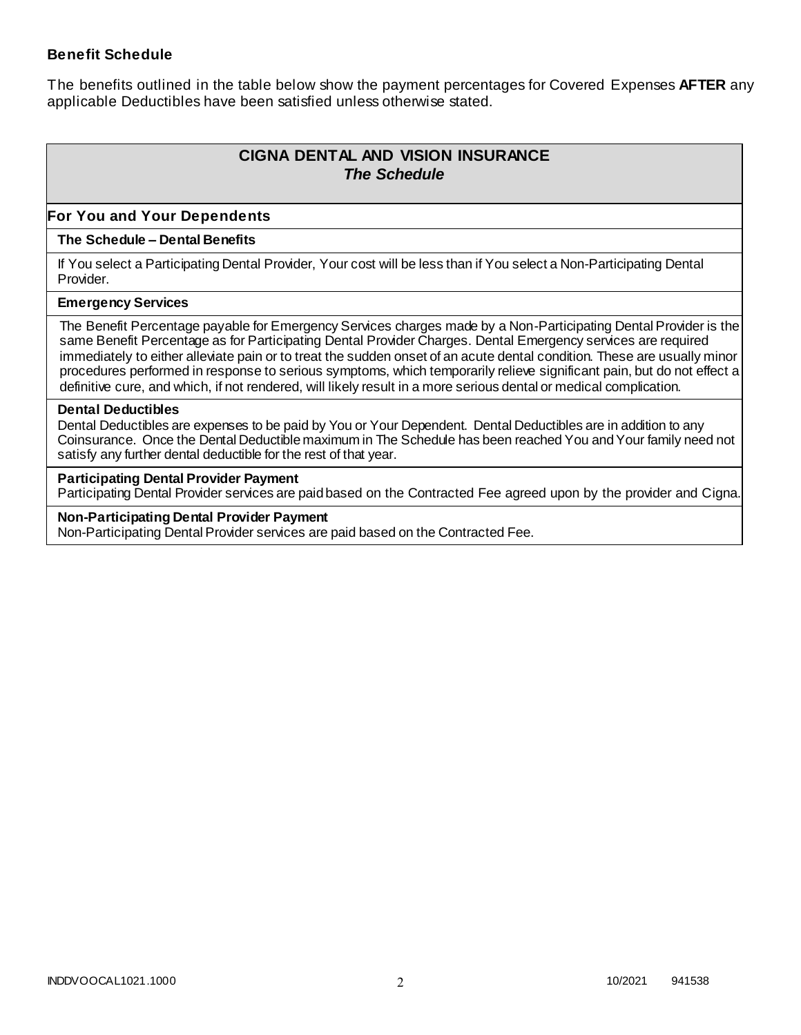**Benefit Schedule**

The benefits outlined in the table below show the payment percentages for Covered Expenses **AFTER** any applicable Deductibles have been satisfied unless otherwise stated.

## CIGNA DENTAL AND VISION INSURANCE
### *The Schedule*

### For You and Your Dependents

**The Schedule – Dental Benefits**

If You select a Participating Dental Provider, Your cost will be less than if You select a Non-Participating Dental Provider.

**Emergency Services**

The Benefit Percentage payable for Emergency Services charges made by a Non-Participating Dental Provider is the same Benefit Percentage as for Participating Dental Provider Charges. Dental Emergency services are required immediately to either alleviate pain or to treat the sudden onset of an acute dental condition. These are usually minor procedures performed in response to serious symptoms, which temporarily relieve significant pain, but do not effect a definitive cure, and which, if not rendered, will likely result in a more serious dental or medical complication.

**Dental Deductibles**

Dental Deductibles are expenses to be paid by You or Your Dependent. Dental Deductibles are in addition to any Coinsurance. Once the Dental Deductible maximum in The Schedule has been reached You and Your family need not satisfy any further dental deductible for the rest of that year.

**Participating Dental Provider Payment**

Participating Dental Provider services are paid based on the Contracted Fee agreed upon by the provider and Cigna.

**Non-Participating Dental Provider Payment**

Non-Participating Dental Provider services are paid based on the Contracted Fee.

INDDVOOCAL1021.1000 10/2021 941538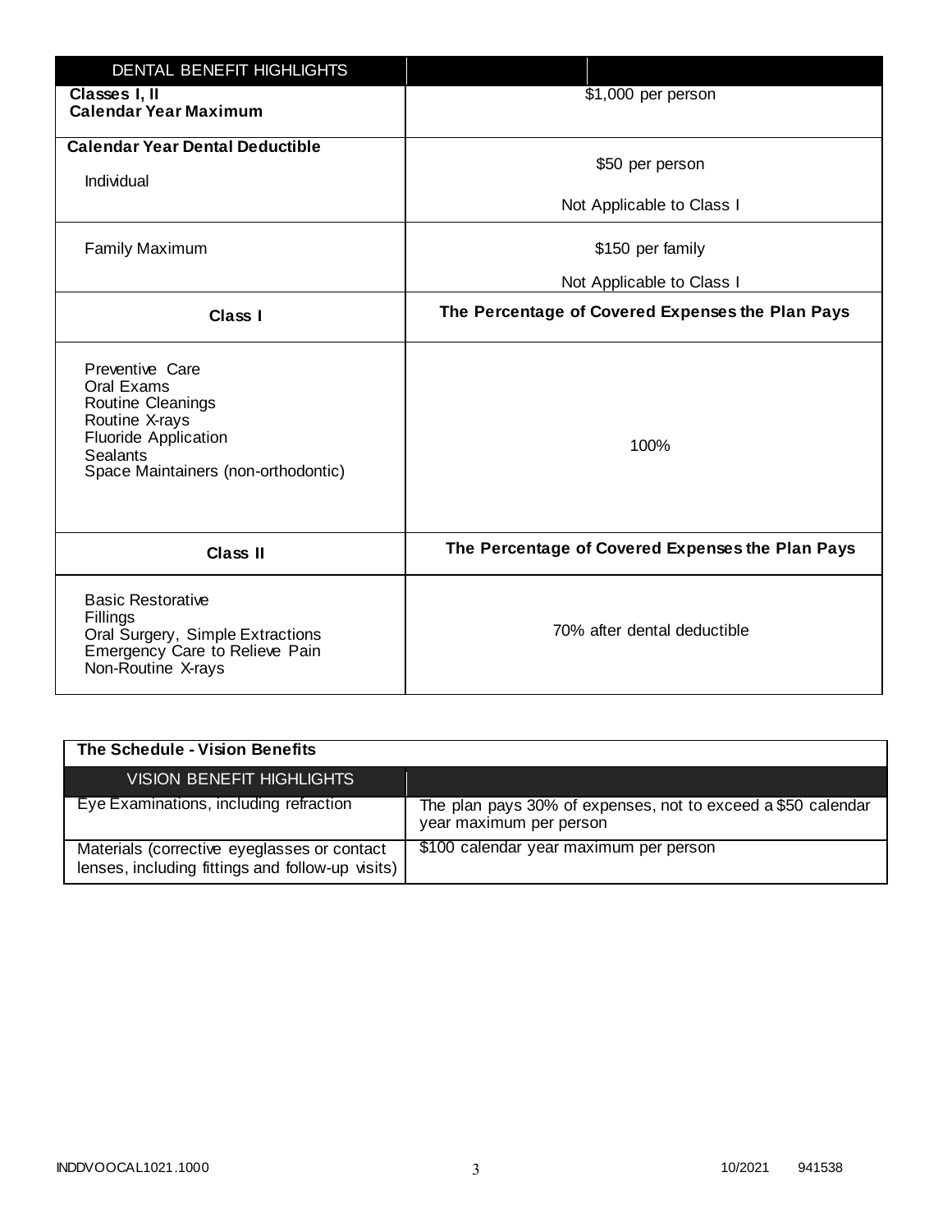| DENTAL BENEFIT HIGHLIGHTS | |
|---|---|
| **Classes I, II Calendar Year Maximum** | $1,000 per person |
| **Calendar Year Dental Deductible** Individual | $50 per person<br>Not Applicable to Class I |
| Family Maximum | $150 per family<br>Not Applicable to Class I |
| **Class I** | **The Percentage of Covered Expenses the Plan Pays** |
| Preventive Care<br>Oral Exams<br>Routine Cleanings<br>Routine X-rays<br>Fluoride Application<br>Sealants<br>Space Maintainers (non-orthodontic) | 100% |
| **Class II** | **The Percentage of Covered Expenses the Plan Pays** |
| Basic Restorative<br>Fillings<br>Oral Surgery, Simple Extractions<br>Emergency Care to Relieve Pain<br>Non-Routine X-rays | 70% after dental deductible |

**The Schedule - Vision Benefits**

| VISION BENEFIT HIGHLIGHTS | |
|---|---|
| Eye Examinations, including refraction | The plan pays 30% of expenses, not to exceed a $50 calendar year maximum per person |
| Materials (corrective eyeglasses or contact lenses, including fittings and follow-up visits) | $100 calendar year maximum per person |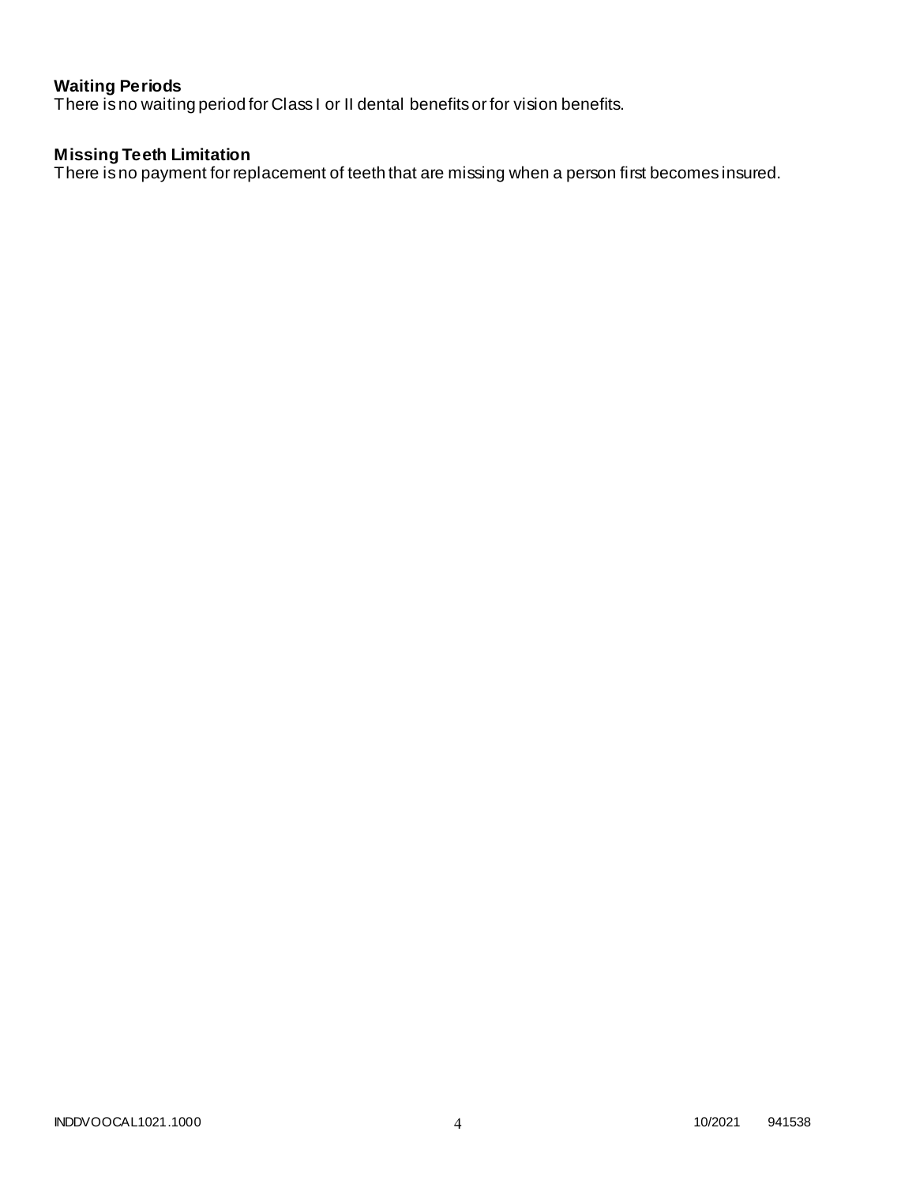**Waiting Periods**
There is no waiting period for Class I or II dental benefits or for vision benefits.

**Missing Teeth Limitation**
There is no payment for replacement of teeth that are missing when a person first becomes insured.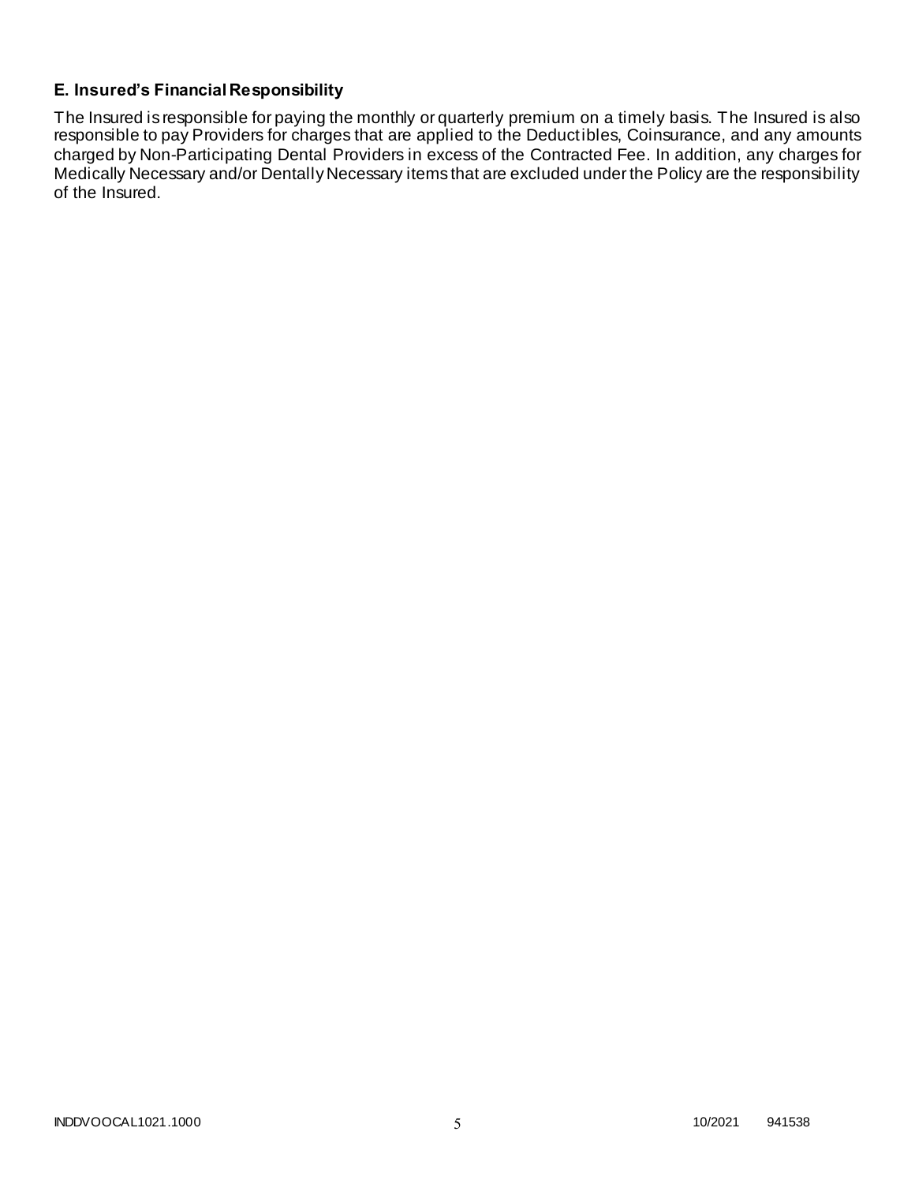### E. Insured's Financial Responsibility

The Insured is responsible for paying the monthly or quarterly premium on a timely basis. The Insured is also responsible to pay Providers for charges that are applied to the Deductibles, Coinsurance, and any amounts charged by Non-Participating Dental Providers in excess of the Contracted Fee. In addition, any charges for Medically Necessary and/or Dentally Necessary items that are excluded under the Policy are the responsibility of the Insured.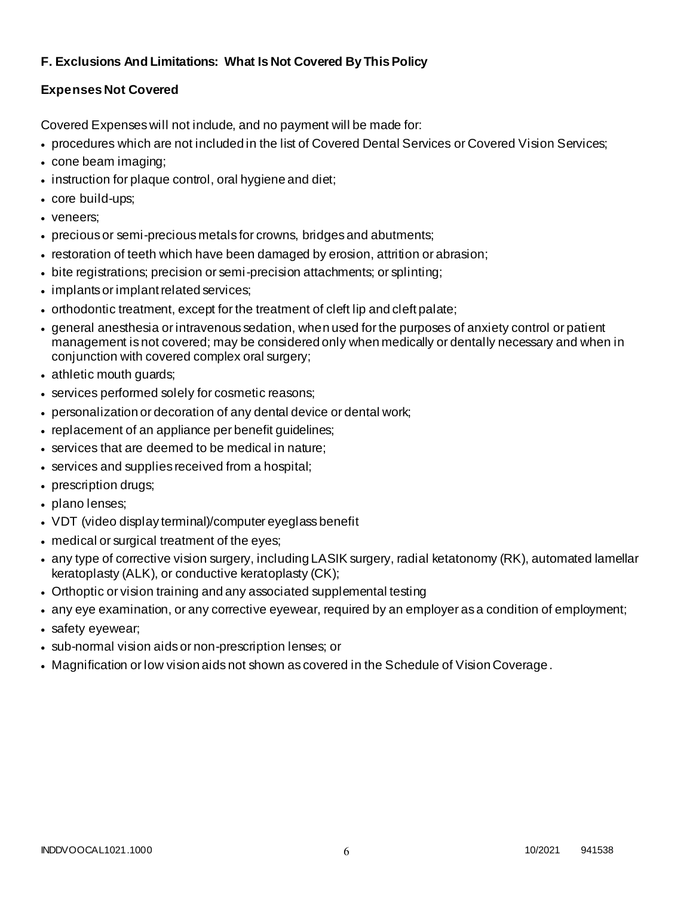## F. Exclusions And Limitations: What Is Not Covered By This Policy

### Expenses Not Covered

Covered Expenses will not include, and no payment will be made for:

- procedures which are not included in the list of Covered Dental Services or Covered Vision Services;
- cone beam imaging;
- instruction for plaque control, oral hygiene and diet;
- core build-ups;
- veneers;
- precious or semi-precious metals for crowns, bridges and abutments;
- restoration of teeth which have been damaged by erosion, attrition or abrasion;
- bite registrations; precision or semi-precision attachments; or splinting;
- implants or implant related services;
- orthodontic treatment, except for the treatment of cleft lip and cleft palate;
- general anesthesia or intravenous sedation, when used for the purposes of anxiety control or patient management is not covered; may be considered only when medically or dentally necessary and when in conjunction with covered complex oral surgery;
- athletic mouth guards;
- services performed solely for cosmetic reasons;
- personalization or decoration of any dental device or dental work;
- replacement of an appliance per benefit guidelines;
- services that are deemed to be medical in nature;
- services and supplies received from a hospital;
- prescription drugs;
- plano lenses;
- VDT (video display terminal)/computer eyeglass benefit
- medical or surgical treatment of the eyes;
- any type of corrective vision surgery, including LASIK surgery, radial ketatonomy (RK), automated lamellar keratoplasty (ALK), or conductive keratoplasty (CK);
- Orthoptic or vision training and any associated supplemental testing
- any eye examination, or any corrective eyewear, required by an employer as a condition of employment;
- safety eyewear;
- sub-normal vision aids or non-prescription lenses; or
- Magnification or low vision aids not shown as covered in the Schedule of Vision Coverage.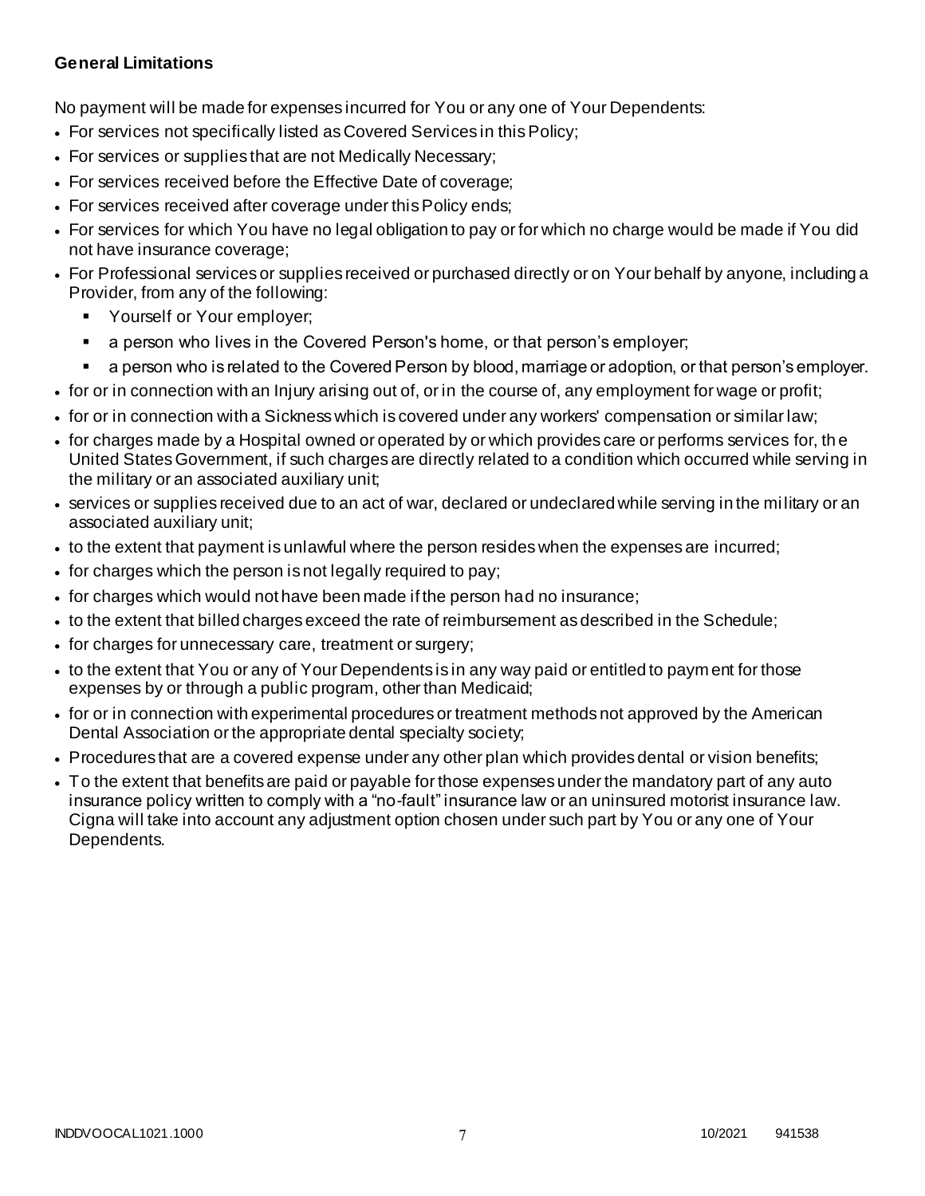**General Limitations**

No payment will be made for expenses incurred for You or any one of Your Dependents:

- For services not specifically listed as Covered Services in this Policy;
- For services or supplies that are not Medically Necessary;
- For services received before the Effective Date of coverage;
- For services received after coverage under this Policy ends;
- For services for which You have no legal obligation to pay or for which no charge would be made if You did not have insurance coverage;
- For Professional services or supplies received or purchased directly or on Your behalf by anyone, including a Provider, from any of the following:
  - Yourself or Your employer;
  - a person who lives in the Covered Person's home, or that person's employer;
  - a person who is related to the Covered Person by blood, marriage or adoption, or that person's employer.
- for or in connection with an Injury arising out of, or in the course of, any employment for wage or profit;
- for or in connection with a Sickness which is covered under any workers' compensation or similar law;
- for charges made by a Hospital owned or operated by or which provides care or performs services for, the United States Government, if such charges are directly related to a condition which occurred while serving in the military or an associated auxiliary unit;
- services or supplies received due to an act of war, declared or undeclared while serving in the military or an associated auxiliary unit;
- to the extent that payment is unlawful where the person resides when the expenses are incurred;
- for charges which the person is not legally required to pay;
- for charges which would not have been made if the person had no insurance;
- to the extent that billed charges exceed the rate of reimbursement as described in the Schedule;
- for charges for unnecessary care, treatment or surgery;
- to the extent that You or any of Your Dependents is in any way paid or entitled to payment for those expenses by or through a public program, other than Medicaid;
- for or in connection with experimental procedures or treatment methods not approved by the American Dental Association or the appropriate dental specialty society;
- Procedures that are a covered expense under any other plan which provides dental or vision benefits;
- To the extent that benefits are paid or payable for those expenses under the mandatory part of any auto insurance policy written to comply with a "no-fault" insurance law or an uninsured motorist insurance law. Cigna will take into account any adjustment option chosen under such part by You or any one of Your Dependents.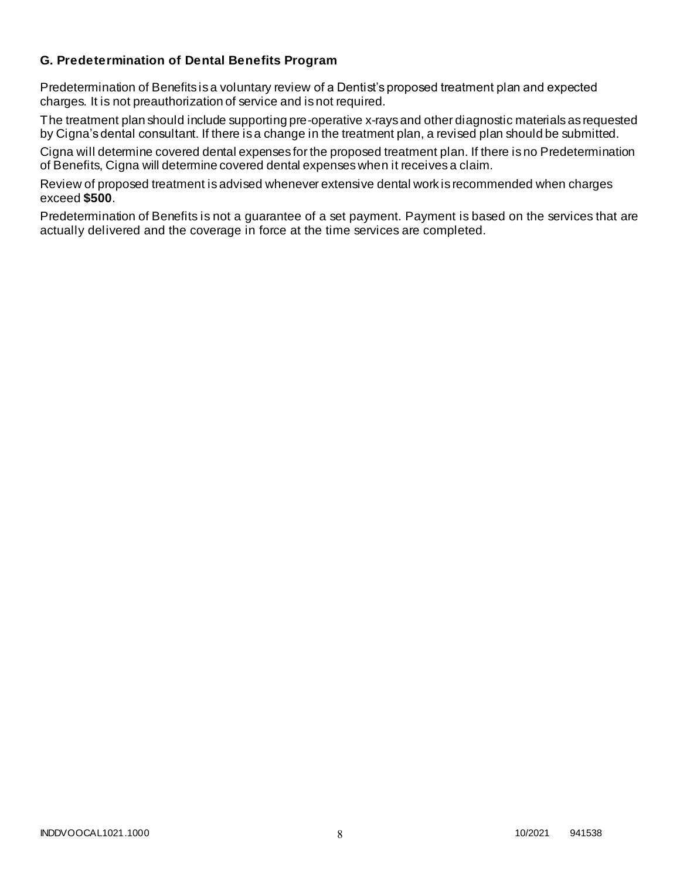### G. Predetermination of Dental Benefits Program

Predetermination of Benefits is a voluntary review of a Dentist's proposed treatment plan and expected charges. It is not preauthorization of service and is not required.

The treatment plan should include supporting pre-operative x-rays and other diagnostic materials as requested by Cigna's dental consultant. If there is a change in the treatment plan, a revised plan should be submitted.

Cigna will determine covered dental expenses for the proposed treatment plan. If there is no Predetermination of Benefits, Cigna will determine covered dental expenses when it receives a claim.

Review of proposed treatment is advised whenever extensive dental work is recommended when charges exceed **$500**.

Predetermination of Benefits is not a guarantee of a set payment. Payment is based on the services that are actually delivered and the coverage in force at the time services are completed.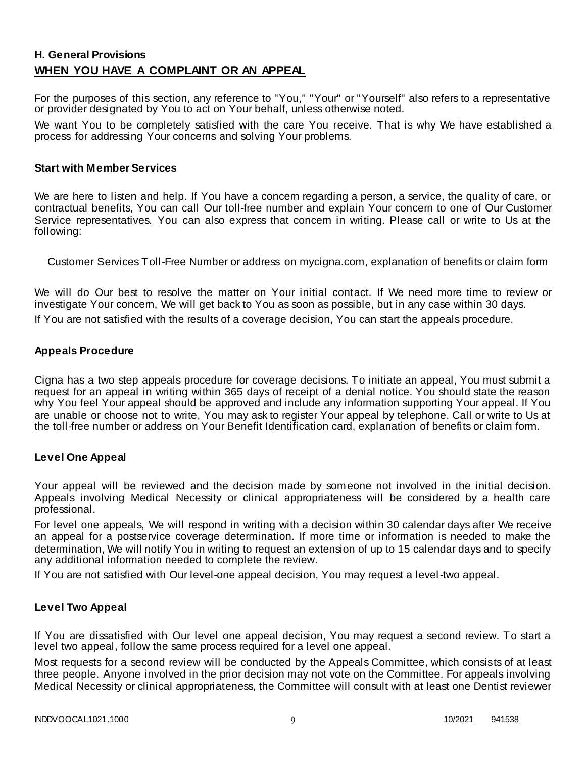## H. General Provisions

## WHEN YOU HAVE A COMPLAINT OR AN APPEAL

For the purposes of this section, any reference to "You," "Your" or "Yourself" also refers to a representative or provider designated by You to act on Your behalf, unless otherwise noted.

We want You to be completely satisfied with the care You receive. That is why We have established a process for addressing Your concerns and solving Your problems.

### Start with Member Services

We are here to listen and help. If You have a concern regarding a person, a service, the quality of care, or contractual benefits, You can call Our toll-free number and explain Your concern to one of Our Customer Service representatives. You can also express that concern in writing. Please call or write to Us at the following:

Customer Services Toll-Free Number or address on mycigna.com, explanation of benefits or claim form

We will do Our best to resolve the matter on Your initial contact. If We need more time to review or investigate Your concern, We will get back to You as soon as possible, but in any case within 30 days.

If You are not satisfied with the results of a coverage decision, You can start the appeals procedure.

### Appeals Procedure

Cigna has a two step appeals procedure for coverage decisions. To initiate an appeal, You must submit a request for an appeal in writing within 365 days of receipt of a denial notice. You should state the reason why You feel Your appeal should be approved and include any information supporting Your appeal. If You are unable or choose not to write, You may ask to register Your appeal by telephone. Call or write to Us at the toll-free number or address on Your Benefit Identification card, explanation of benefits or claim form.

### Level One Appeal

Your appeal will be reviewed and the decision made by someone not involved in the initial decision. Appeals involving Medical Necessity or clinical appropriateness will be considered by a health care professional.

For level one appeals, We will respond in writing with a decision within 30 calendar days after We receive an appeal for a postservice coverage determination. If more time or information is needed to make the determination, We will notify You in writing to request an extension of up to 15 calendar days and to specify any additional information needed to complete the review.

If You are not satisfied with Our level-one appeal decision, You may request a level-two appeal.

### Level Two Appeal

If You are dissatisfied with Our level one appeal decision, You may request a second review. To start a level two appeal, follow the same process required for a level one appeal.

Most requests for a second review will be conducted by the Appeals Committee, which consists of at least three people. Anyone involved in the prior decision may not vote on the Committee. For appeals involving Medical Necessity or clinical appropriateness, the Committee will consult with at least one Dentist reviewer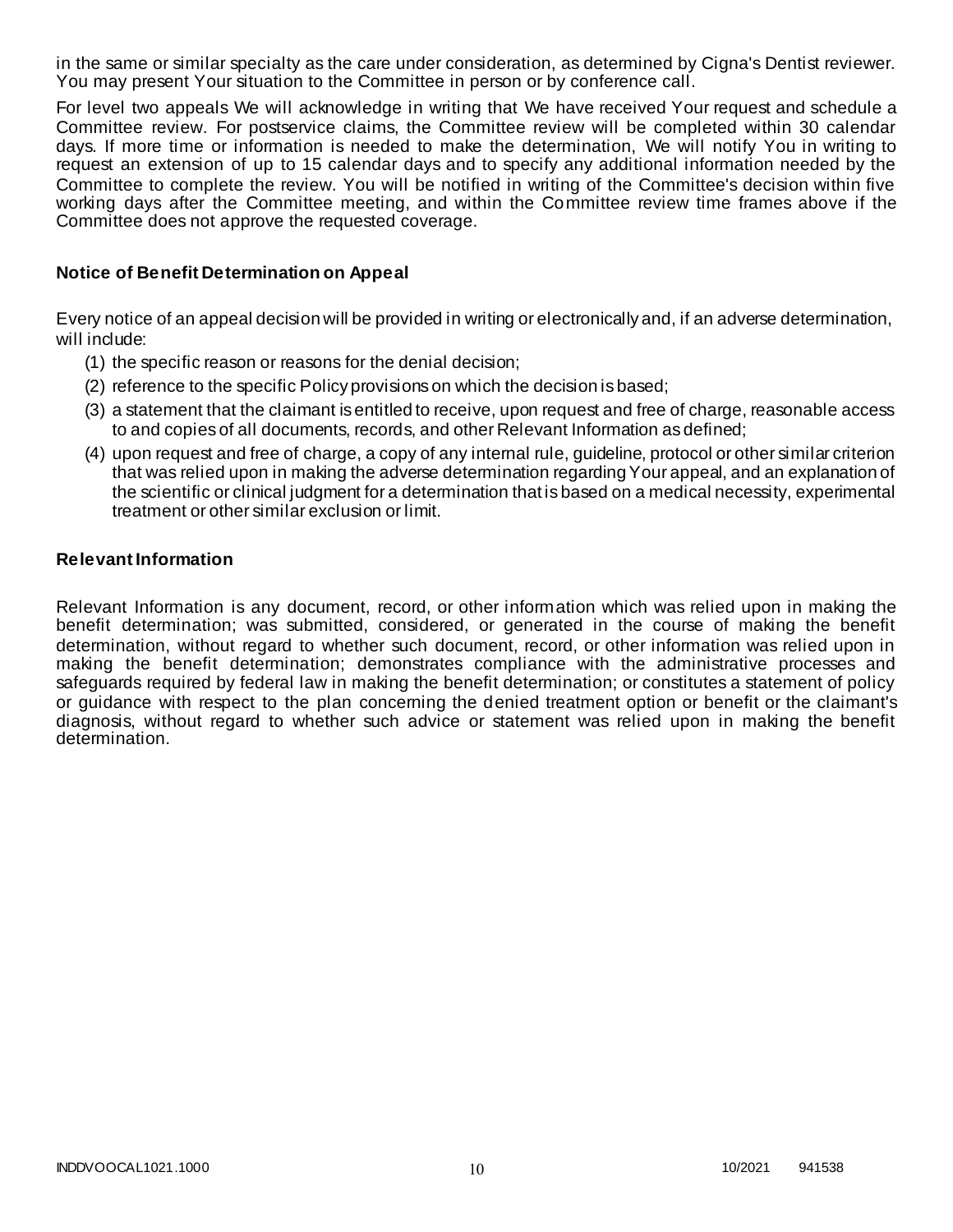in the same or similar specialty as the care under consideration, as determined by Cigna's Dentist reviewer. You may present Your situation to the Committee in person or by conference call.

For level two appeals We will acknowledge in writing that We have received Your request and schedule a Committee review. For postservice claims, the Committee review will be completed within 30 calendar days. If more time or information is needed to make the determination, We will notify You in writing to request an extension of up to 15 calendar days and to specify any additional information needed by the Committee to complete the review. You will be notified in writing of the Committee's decision within five working days after the Committee meeting, and within the Committee review time frames above if the Committee does not approve the requested coverage.

### Notice of Benefit Determination on Appeal

Every notice of an appeal decision will be provided in writing or electronically and, if an adverse determination, will include:

(1) the specific reason or reasons for the denial decision;
(2) reference to the specific Policy provisions on which the decision is based;
(3) a statement that the claimant is entitled to receive, upon request and free of charge, reasonable access to and copies of all documents, records, and other Relevant Information as defined;
(4) upon request and free of charge, a copy of any internal rule, guideline, protocol or other similar criterion that was relied upon in making the adverse determination regarding Your appeal, and an explanation of the scientific or clinical judgment for a determination that is based on a medical necessity, experimental treatment or other similar exclusion or limit.

### Relevant Information

Relevant Information is any document, record, or other information which was relied upon in making the benefit determination; was submitted, considered, or generated in the course of making the benefit determination, without regard to whether such document, record, or other information was relied upon in making the benefit determination; demonstrates compliance with the administrative processes and safeguards required by federal law in making the benefit determination; or constitutes a statement of policy or guidance with respect to the plan concerning the denied treatment option or benefit or the claimant's diagnosis, without regard to whether such advice or statement was relied upon in making the benefit determination.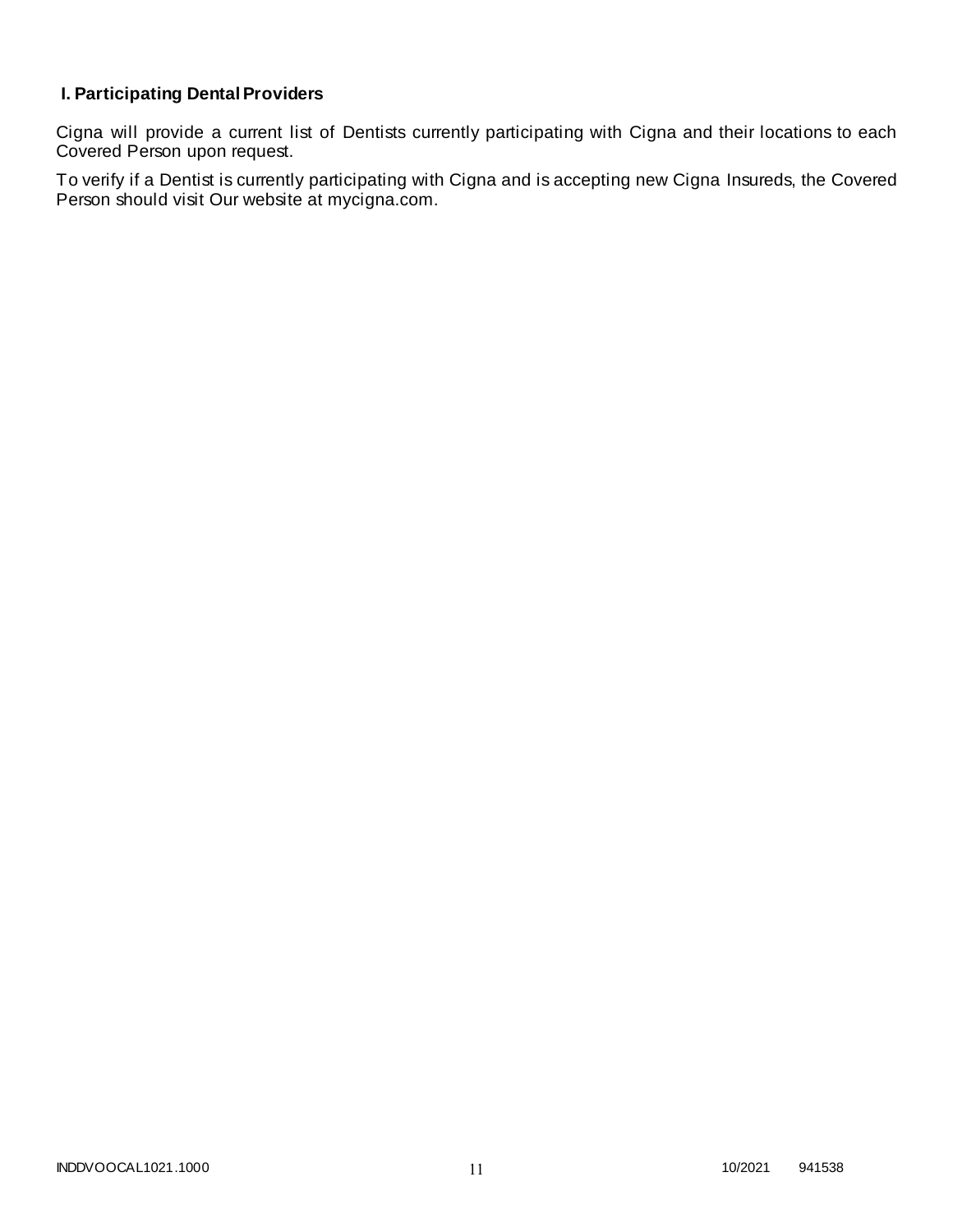## I. Participating Dental Providers

Cigna will provide a current list of Dentists currently participating with Cigna and their locations to each Covered Person upon request.

To verify if a Dentist is currently participating with Cigna and is accepting new Cigna Insureds, the Covered Person should visit Our website at mycigna.com.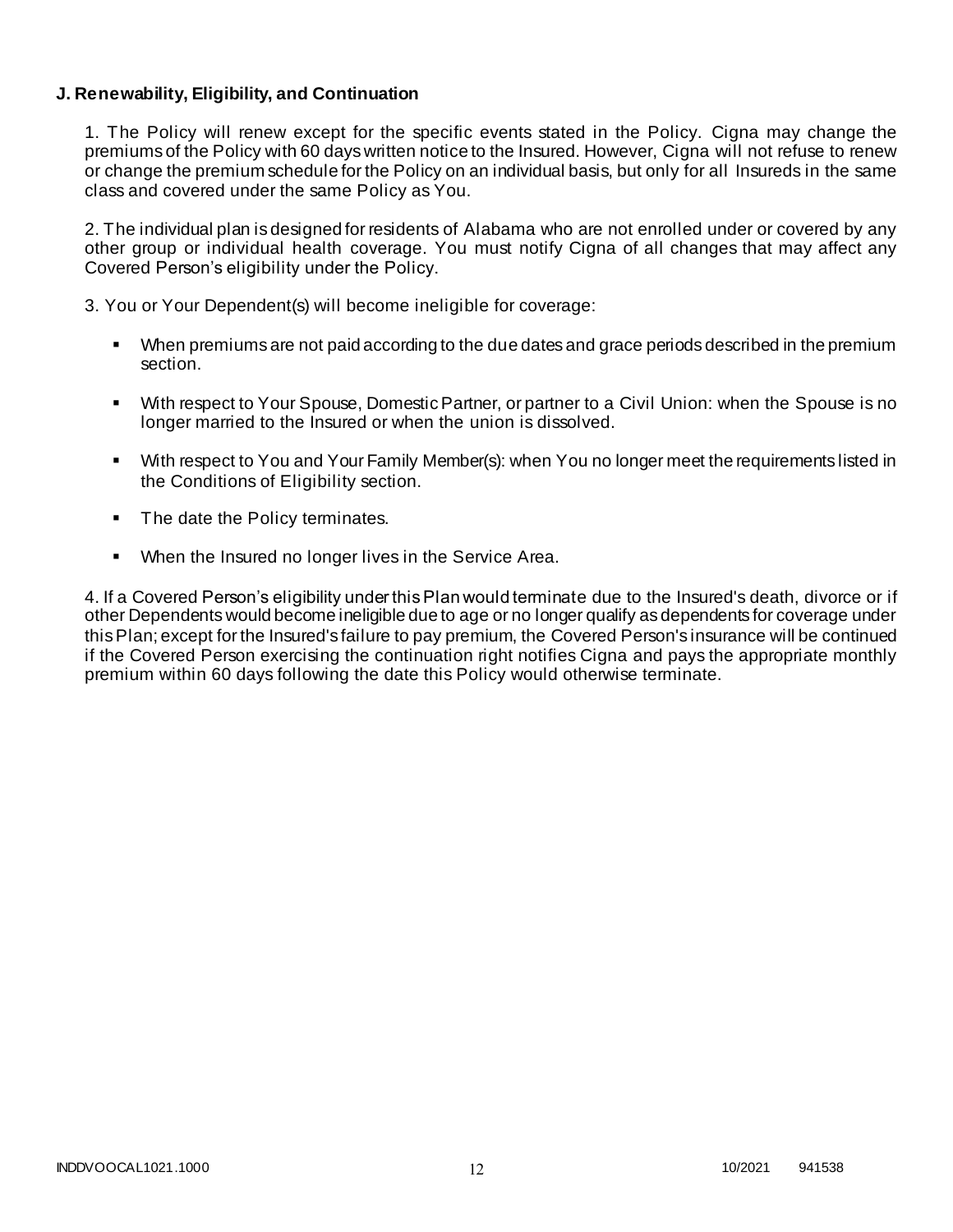**J. Renewability, Eligibility, and Continuation**

1. The Policy will renew except for the specific events stated in the Policy. Cigna may change the premiums of the Policy with 60 days written notice to the Insured. However, Cigna will not refuse to renew or change the premium schedule for the Policy on an individual basis, but only for all Insureds in the same class and covered under the same Policy as You.

2. The individual plan is designed for residents of Alabama who are not enrolled under or covered by any other group or individual health coverage. You must notify Cigna of all changes that may affect any Covered Person's eligibility under the Policy.

3. You or Your Dependent(s) will become ineligible for coverage:

- When premiums are not paid according to the due dates and grace periods described in the premium section.
- With respect to Your Spouse, Domestic Partner, or partner to a Civil Union: when the Spouse is no longer married to the Insured or when the union is dissolved.
- With respect to You and Your Family Member(s): when You no longer meet the requirements listed in the Conditions of Eligibility section.
- The date the Policy terminates.
- When the Insured no longer lives in the Service Area.

4. If a Covered Person's eligibility under this Plan would terminate due to the Insured's death, divorce or if other Dependents would become ineligible due to age or no longer qualify as dependents for coverage under this Plan; except for the Insured's failure to pay premium, the Covered Person's insurance will be continued if the Covered Person exercising the continuation right notifies Cigna and pays the appropriate monthly premium within 60 days following the date this Policy would otherwise terminate.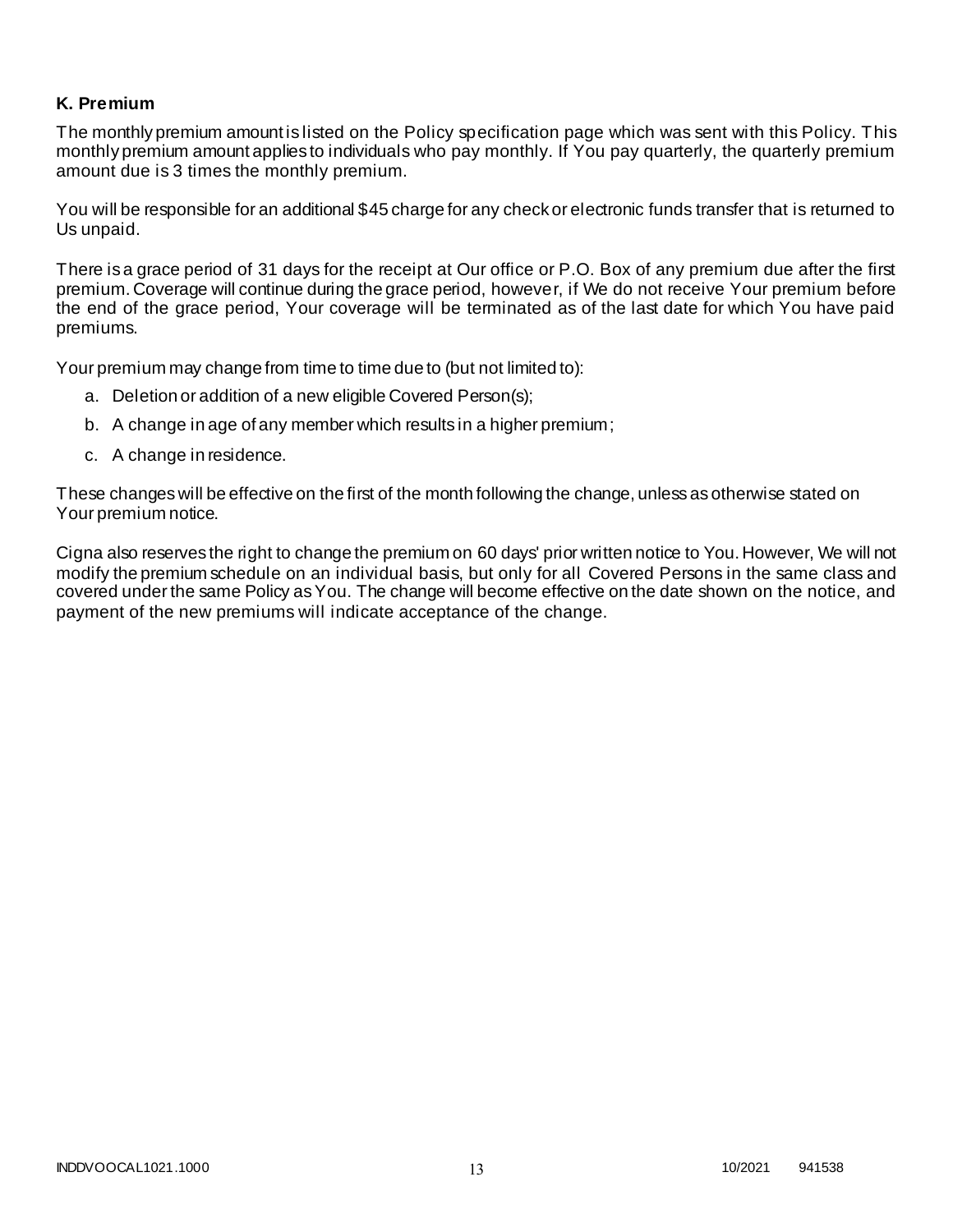### K. Premium

The monthly premium amount is listed on the Policy specification page which was sent with this Policy. This monthly premium amount applies to individuals who pay monthly. If You pay quarterly, the quarterly premium amount due is 3 times the monthly premium.

You will be responsible for an additional $45 charge for any check or electronic funds transfer that is returned to Us unpaid.

There is a grace period of 31 days for the receipt at Our office or P.O. Box of any premium due after the first premium. Coverage will continue during the grace period, however, if We do not receive Your premium before the end of the grace period, Your coverage will be terminated as of the last date for which You have paid premiums.

Your premium may change from time to time due to (but not limited to):

a. Deletion or addition of a new eligible Covered Person(s);
b. A change in age of any member which results in a higher premium;
c. A change in residence.

These changes will be effective on the first of the month following the change, unless as otherwise stated on Your premium notice.

Cigna also reserves the right to change the premium on 60 days' prior written notice to You. However, We will not modify the premium schedule on an individual basis, but only for all Covered Persons in the same class and covered under the same Policy as You. The change will become effective on the date shown on the notice, and payment of the new premiums will indicate acceptance of the change.